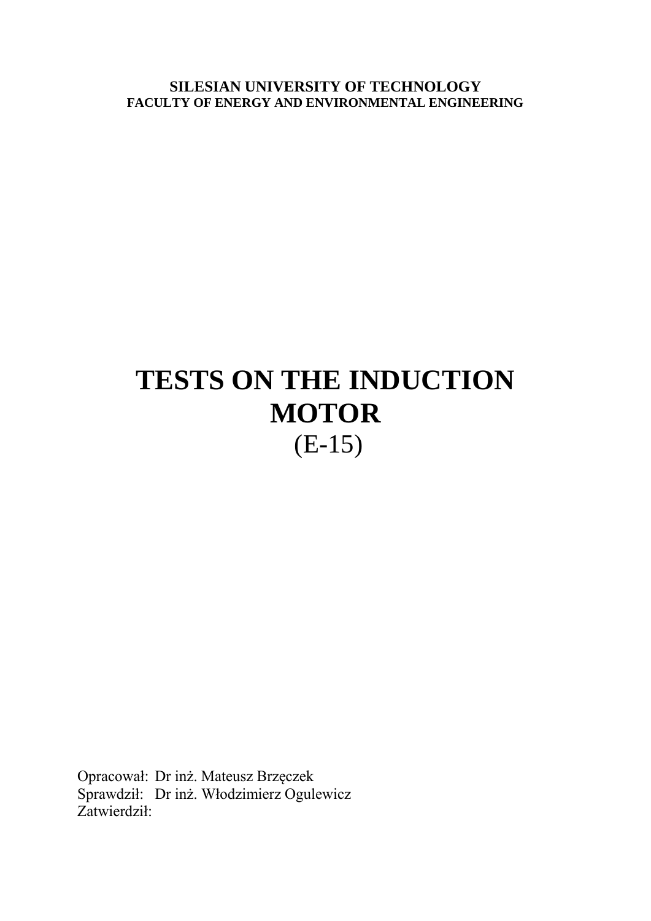**SILESIAN UNIVERSITY OF TECHNOLOGY**
**FACULTY OF ENERGY AND ENVIRONMENTAL ENGINEERING**

# TESTS ON THE INDUCTION MOTOR

(E-15)

Opracował: Dr inż. Mateusz Brzęczek
Sprawdził: Dr inż. Włodzimierz Ogulewicz
Zatwierdził: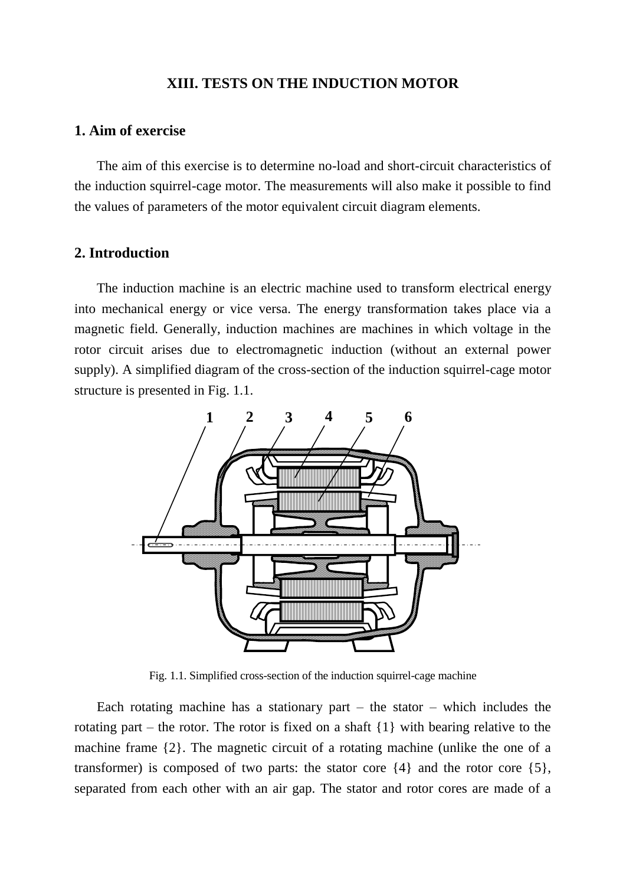## XIII. TESTS ON THE INDUCTION MOTOR

### 1. Aim of exercise

The aim of this exercise is to determine no-load and short-circuit characteristics of the induction squirrel-cage motor. The measurements will also make it possible to find the values of parameters of the motor equivalent circuit diagram elements.

### 2. Introduction

The induction machine is an electric machine used to transform electrical energy into mechanical energy or vice versa. The energy transformation takes place via a magnetic field. Generally, induction machines are machines in which voltage in the rotor circuit arises due to electromagnetic induction (without an external power supply). A simplified diagram of the cross-section of the induction squirrel-cage motor structure is presented in Fig. 1.1.

Fig. 1.1. Simplified cross-section of the induction squirrel-cage machine

Each rotating machine has a stationary part – the stator – which includes the rotating part – the rotor. The rotor is fixed on a shaft {1} with bearing relative to the machine frame {2}. The magnetic circuit of a rotating machine (unlike the one of a transformer) is composed of two parts: the stator core {4} and the rotor core {5}, separated from each other with an air gap. The stator and rotor cores are made of a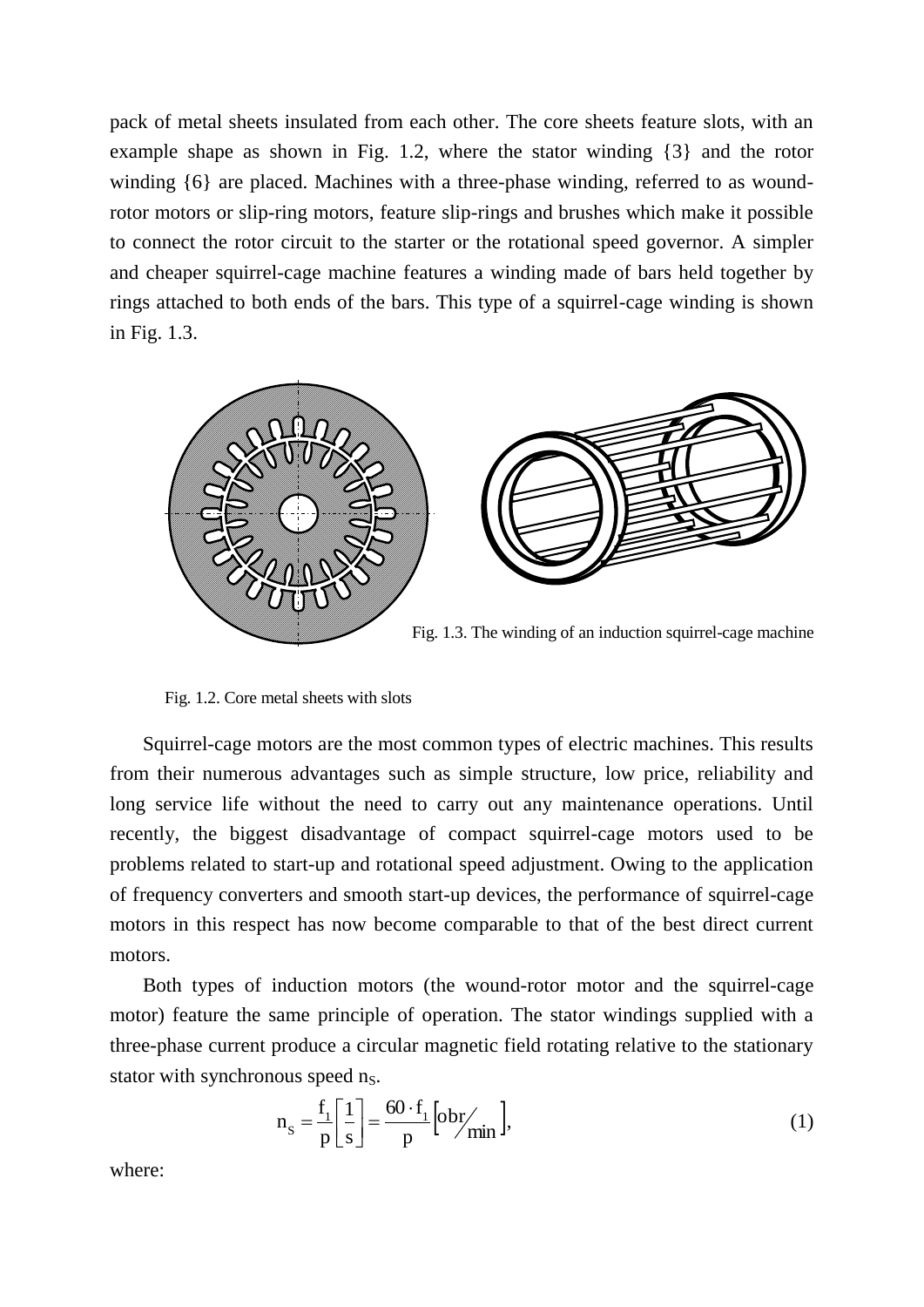pack of metal sheets insulated from each other. The core sheets feature slots, with an example shape as shown in Fig. 1.2, where the stator winding {3} and the rotor winding {6} are placed. Machines with a three-phase winding, referred to as wound-rotor motors or slip-ring motors, feature slip-rings and brushes which make it possible to connect the rotor circuit to the starter or the rotational speed governor. A simpler and cheaper squirrel-cage machine features a winding made of bars held together by rings attached to both ends of the bars. This type of a squirrel-cage winding is shown in Fig. 1.3.

Fig. 1.3. The winding of an induction squirrel-cage machine

Fig. 1.2. Core metal sheets with slots

Squirrel-cage motors are the most common types of electric machines. This results from their numerous advantages such as simple structure, low price, reliability and long service life without the need to carry out any maintenance operations. Until recently, the biggest disadvantage of compact squirrel-cage motors used to be problems related to start-up and rotational speed adjustment. Owing to the application of frequency converters and smooth start-up devices, the performance of squirrel-cage motors in this respect has now become comparable to that of the best direct current motors.

Both types of induction motors (the wound-rotor motor and the squirrel-cage motor) feature the same principle of operation. The stator windings supplied with a three-phase current produce a circular magnetic field rotating relative to the stationary stator with synchronous speed $n_S$.

$$n_S = \frac{f_1}{p}\left[\frac{1}{s}\right] = \frac{60 \cdot f_1}{p}\left[{}^{obr}\!/_{min}\right], \tag{1}$$

where: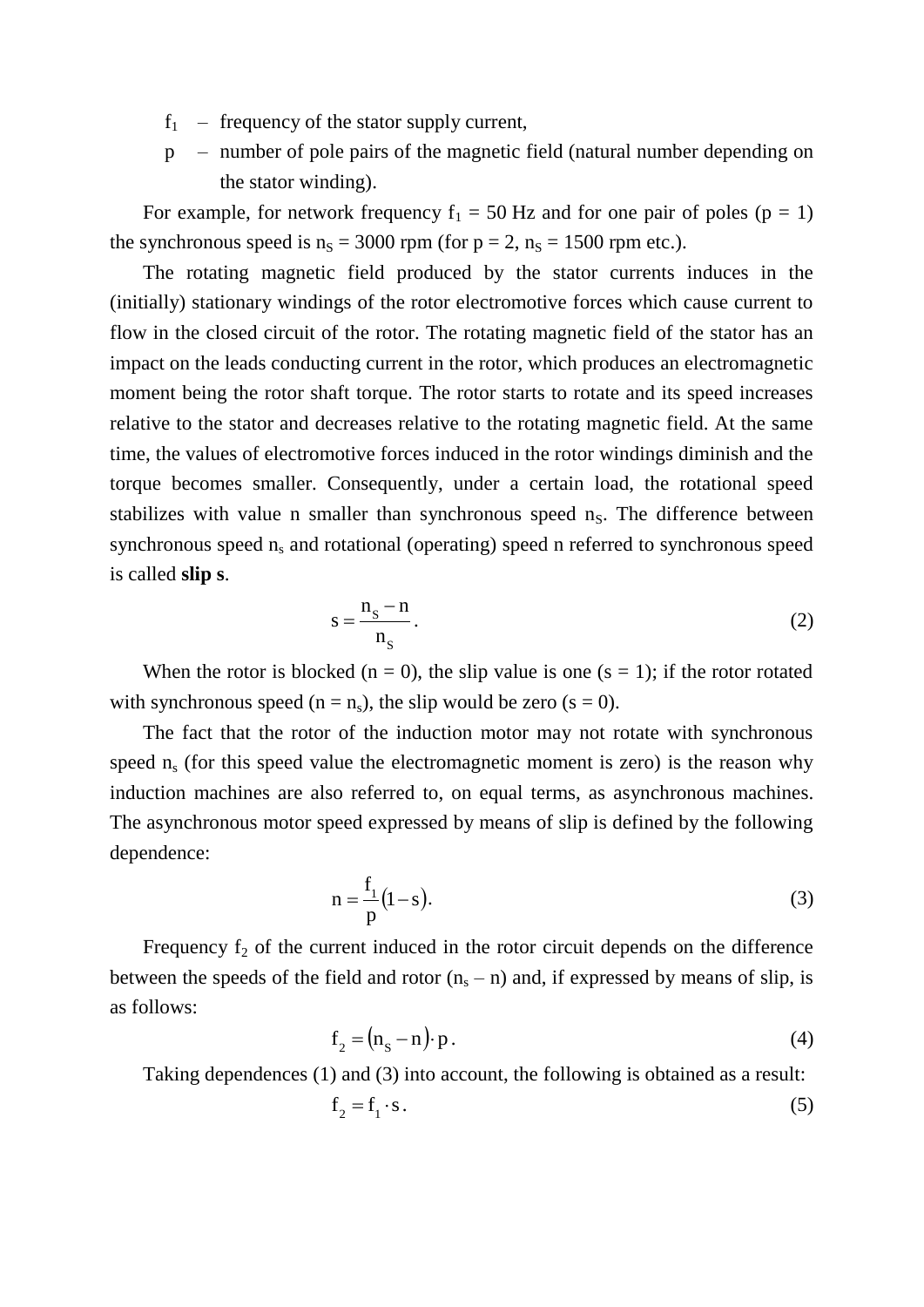- $f_1$ – frequency of the stator supply current,
- $p$ – number of pole pairs of the magnetic field (natural number depending on the stator winding).

For example, for network frequency $f_1 = 50$ Hz and for one pair of poles ($p = 1$) the synchronous speed is $n_S = 3000$ rpm (for $p = 2$, $n_S = 1500$ rpm etc.).

The rotating magnetic field produced by the stator currents induces in the (initially) stationary windings of the rotor electromotive forces which cause current to flow in the closed circuit of the rotor. The rotating magnetic field of the stator has an impact on the leads conducting current in the rotor, which produces an electromagnetic moment being the rotor shaft torque. The rotor starts to rotate and its speed increases relative to the stator and decreases relative to the rotating magnetic field. At the same time, the values of electromotive forces induced in the rotor windings diminish and the torque becomes smaller. Consequently, under a certain load, the rotational speed stabilizes with value n smaller than synchronous speed $n_S$. The difference between synchronous speed $n_s$ and rotational (operating) speed n referred to synchronous speed is called **slip s**.

$$s = \frac{n_S - n}{n_S}. \tag{2}$$

When the rotor is blocked ($n = 0$), the slip value is one ($s = 1$); if the rotor rotated with synchronous speed ($n = n_s$), the slip would be zero ($s = 0$).

The fact that the rotor of the induction motor may not rotate with synchronous speed $n_s$ (for this speed value the electromagnetic moment is zero) is the reason why induction machines are also referred to, on equal terms, as asynchronous machines. The asynchronous motor speed expressed by means of slip is defined by the following dependence:

$$n = \frac{f_1}{p}(1 - s). \tag{3}$$

Frequency $f_2$ of the current induced in the rotor circuit depends on the difference between the speeds of the field and rotor ($n_s - n$) and, if expressed by means of slip, is as follows:

$$f_2 = (n_S - n) \cdot p. \tag{4}$$

Taking dependences (1) and (3) into account, the following is obtained as a result:

$$f_2 = f_1 \cdot s. \tag{5}$$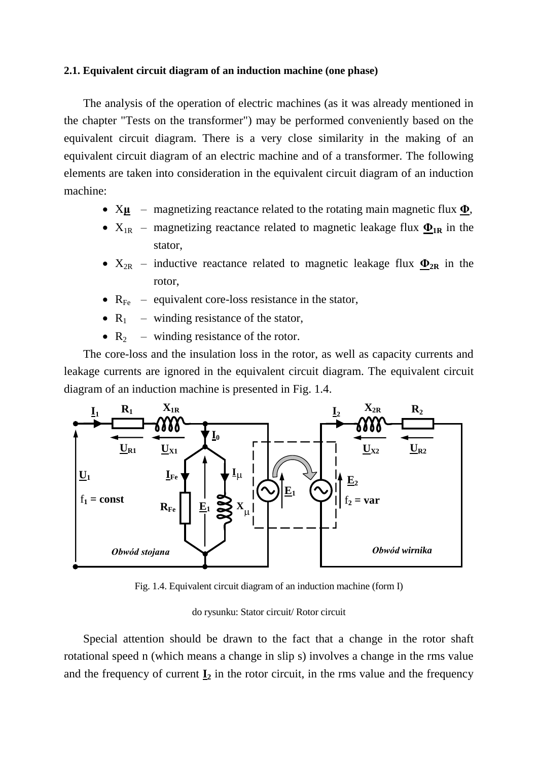### 2.1. Equivalent circuit diagram of an induction machine (one phase)

The analysis of the operation of electric machines (as it was already mentioned in the chapter "Tests on the transformer") may be performed conveniently based on the equivalent circuit diagram. There is a very close similarity in the making of an equivalent circuit diagram of an electric machine and of a transformer. The following elements are taken into consideration in the equivalent circuit diagram of an induction machine:

- $X_\mu$ – magnetizing reactance related to the rotating main magnetic flux $\underline{\Phi}$,
- $X_{1R}$ – magnetizing reactance related to magnetic leakage flux $\underline{\Phi}_{1R}$ in the stator,
- $X_{2R}$ – inductive reactance related to magnetic leakage flux $\underline{\Phi}_{2R}$ in the rotor,
- $R_{Fe}$ – equivalent core-loss resistance in the stator,
- $R_1$ – winding resistance of the stator,
- $R_2$ – winding resistance of the rotor.

The core-loss and the insulation loss in the rotor, as well as capacity currents and leakage currents are ignored in the equivalent circuit diagram. The equivalent circuit diagram of an induction machine is presented in Fig. 1.4.

Fig. 1.4. Equivalent circuit diagram of an induction machine (form I)

do rysunku: Stator circuit/ Rotor circuit

Special attention should be drawn to the fact that a change in the rotor shaft rotational speed n (which means a change in slip s) involves a change in the rms value and the frequency of current $\underline{I}_2$ in the rotor circuit, in the rms value and the frequency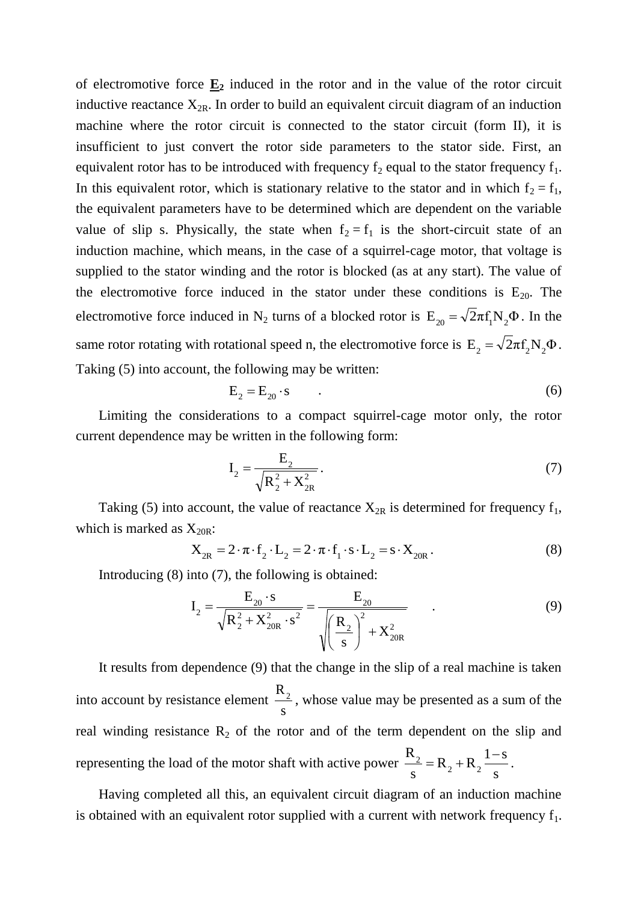of electromotive force $\underline{\mathbf{E}}_2$ induced in the rotor and in the value of the rotor circuit inductive reactance $X_{2R}$. In order to build an equivalent circuit diagram of an induction machine where the rotor circuit is connected to the stator circuit (form II), it is insufficient to just convert the rotor side parameters to the stator side. First, an equivalent rotor has to be introduced with frequency $f_2$ equal to the stator frequency $f_1$. In this equivalent rotor, which is stationary relative to the stator and in which $f_2 = f_1$, the equivalent parameters have to be determined which are dependent on the variable value of slip s. Physically, the state when $f_2 = f_1$ is the short-circuit state of an induction machine, which means, in the case of a squirrel-cage motor, that voltage is supplied to the stator winding and the rotor is blocked (as at any start). The value of the electromotive force induced in the stator under these conditions is $E_{20}$. The electromotive force induced in $N_2$ turns of a blocked rotor is $E_{20} = \sqrt{2}\pi f_1 N_2 \Phi$. In the same rotor rotating with rotational speed n, the electromotive force is $E_2 = \sqrt{2}\pi f_2 N_2 \Phi$. Taking (5) into account, the following may be written:

$$E_2 = E_{20} \cdot s \qquad . \tag{6}$$

Limiting the considerations to a compact squirrel-cage motor only, the rotor current dependence may be written in the following form:

$$I_2 = \frac{E_2}{\sqrt{R_2^2 + X_{2R}^2}} . \tag{7}$$

Taking (5) into account, the value of reactance $X_{2R}$ is determined for frequency $f_1$, which is marked as $X_{20R}$:

$$X_{2R} = 2 \cdot \pi \cdot f_2 \cdot L_2 = 2 \cdot \pi \cdot f_1 \cdot s \cdot L_2 = s \cdot X_{20R} . \tag{8}$$

Introducing (8) into (7), the following is obtained:

$$I_2 = \frac{E_{20} \cdot s}{\sqrt{R_2^2 + X_{20R}^2 \cdot s^2}} = \frac{E_{20}}{\sqrt{\left(\frac{R_2}{s}\right)^2 + X_{20R}^2}} \qquad . \tag{9}$$

It results from dependence (9) that the change in the slip of a real machine is taken into account by resistance element $\frac{R_2}{s}$, whose value may be presented as a sum of the real winding resistance $R_2$ of the rotor and of the term dependent on the slip and representing the load of the motor shaft with active power $\frac{R_2}{s} = R_2 + R_2 \frac{1-s}{s}$.

Having completed all this, an equivalent circuit diagram of an induction machine is obtained with an equivalent rotor supplied with a current with network frequency $f_1$.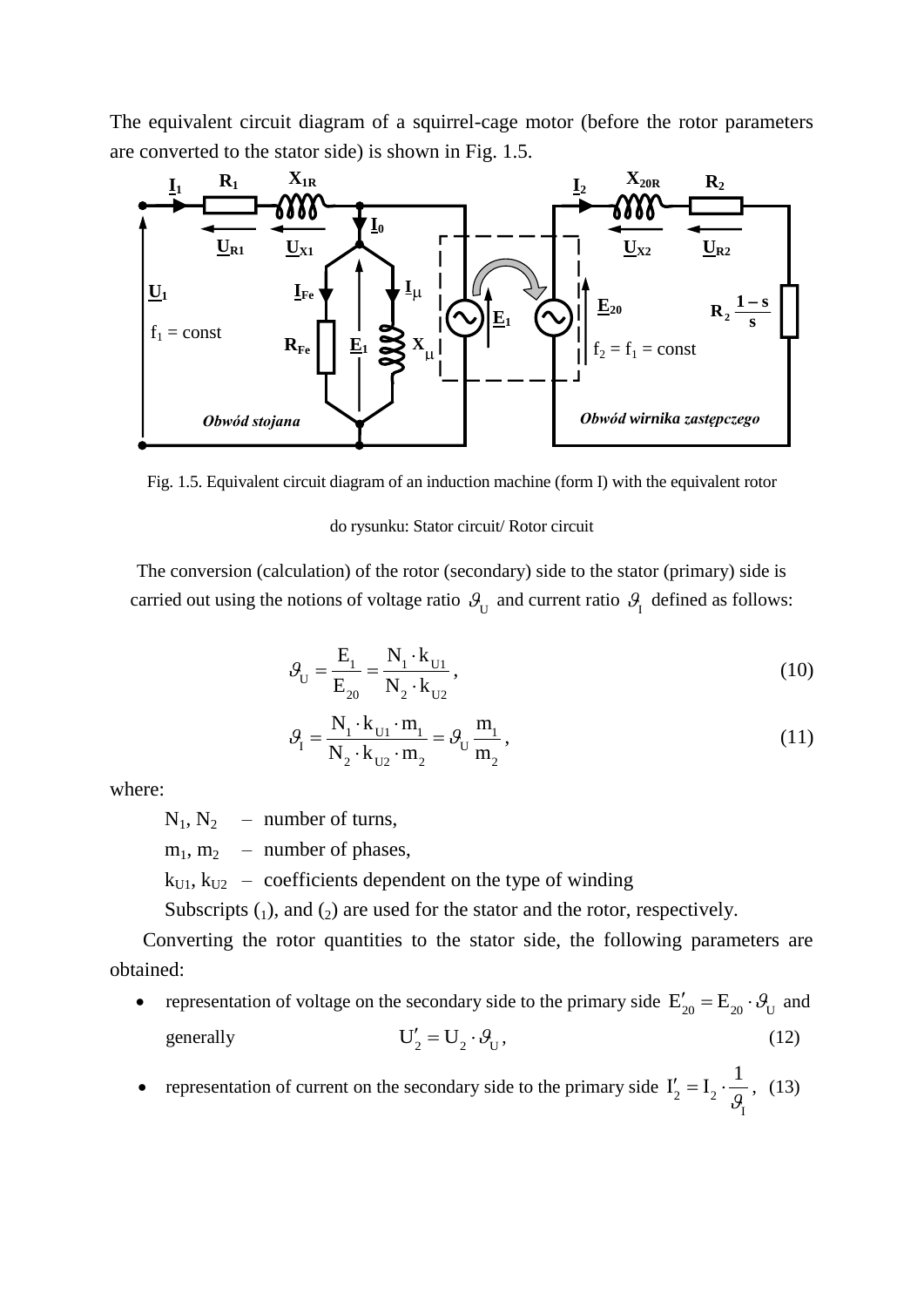The equivalent circuit diagram of a squirrel-cage motor (before the rotor parameters are converted to the stator side) is shown in Fig. 1.5.

Fig. 1.5. Equivalent circuit diagram of an induction machine (form I) with the equivalent rotor

do rysunku: Stator circuit/ Rotor circuit

The conversion (calculation) of the rotor (secondary) side to the stator (primary) side is carried out using the notions of voltage ratio $\vartheta_U$ and current ratio $\vartheta_I$ defined as follows:

$$\vartheta_U = \frac{E_1}{E_{20}} = \frac{N_1 \cdot k_{U1}}{N_2 \cdot k_{U2}}, \tag{10}$$

$$\vartheta_I = \frac{N_1 \cdot k_{U1} \cdot m_1}{N_2 \cdot k_{U2} \cdot m_2} = \vartheta_U \frac{m_1}{m_2}, \tag{11}$$

where:

$N_1$, $N_2$ – number of turns,

$m_1$, $m_2$ – number of phases,

$k_{U1}$, $k_{U2}$ – coefficients dependent on the type of winding

Subscripts ($_1$), and ($_2$) are used for the stator and the rotor, respectively.

Converting the rotor quantities to the stator side, the following parameters are obtained:

- representation of voltage on the secondary side to the primary side $E'_{20} = E_{20} \cdot \vartheta_U$ and generally $U'_2 = U_2 \cdot \vartheta_U$, (12)
- representation of current on the secondary side to the primary side $I'_2 = I_2 \cdot \dfrac{1}{\vartheta_I}$, (13)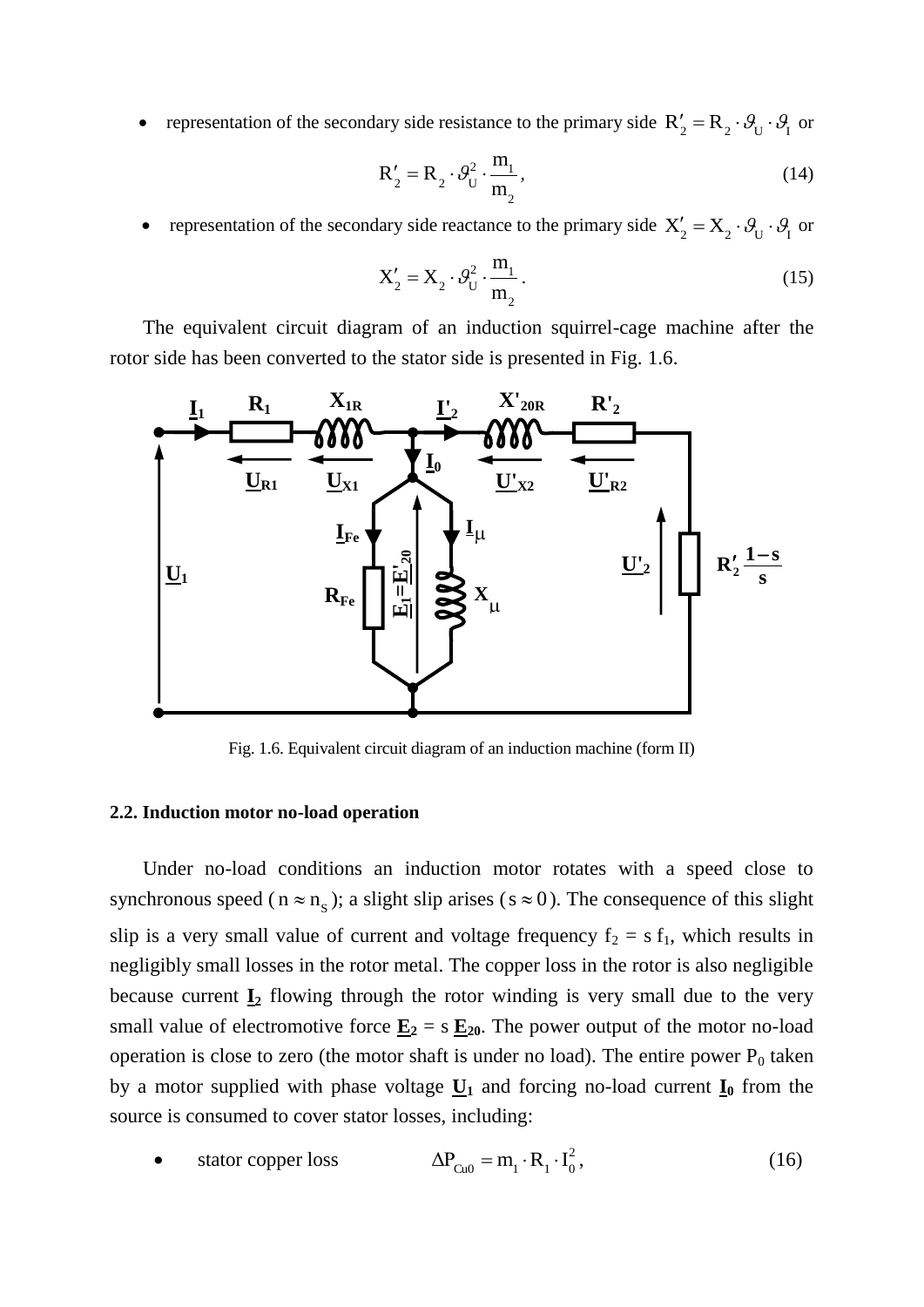- representation of the secondary side resistance to the primary side $R'_2 = R_2 \cdot \vartheta_U \cdot \vartheta_I$ or

$$R'_2 = R_2 \cdot \vartheta_U^2 \cdot \frac{m_1}{m_2}, \tag{14}$$

- representation of the secondary side reactance to the primary side $X'_2 = X_2 \cdot \vartheta_U \cdot \vartheta_I$ or

$$X'_2 = X_2 \cdot \vartheta_U^2 \cdot \frac{m_1}{m_2}. \tag{15}$$

The equivalent circuit diagram of an induction squirrel-cage machine after the rotor side has been converted to the stator side is presented in Fig. 1.6.

Fig. 1.6. Equivalent circuit diagram of an induction machine (form II)

### 2.2. Induction motor no-load operation

Under no-load conditions an induction motor rotates with a speed close to synchronous speed ($n \approx n_S$); a slight slip arises ($s \approx 0$). The consequence of this slight slip is a very small value of current and voltage frequency $f_2 = s\, f_1$, which results in negligibly small losses in the rotor metal. The copper loss in the rotor is also negligible because current $\underline{\mathbf{I}}_2$ flowing through the rotor winding is very small due to the very small value of electromotive force $\underline{\mathbf{E}}_2 = s\, \underline{\mathbf{E}}_{20}$. The power output of the motor no-load operation is close to zero (the motor shaft is under no load). The entire power $P_0$ taken by a motor supplied with phase voltage $\underline{\mathbf{U}}_1$ and forcing no-load current $\underline{\mathbf{I}}_0$ from the source is consumed to cover stator losses, including:

- stator copper loss $\quad \Delta P_{Cu0} = m_1 \cdot R_1 \cdot I_0^2, \quad (16)$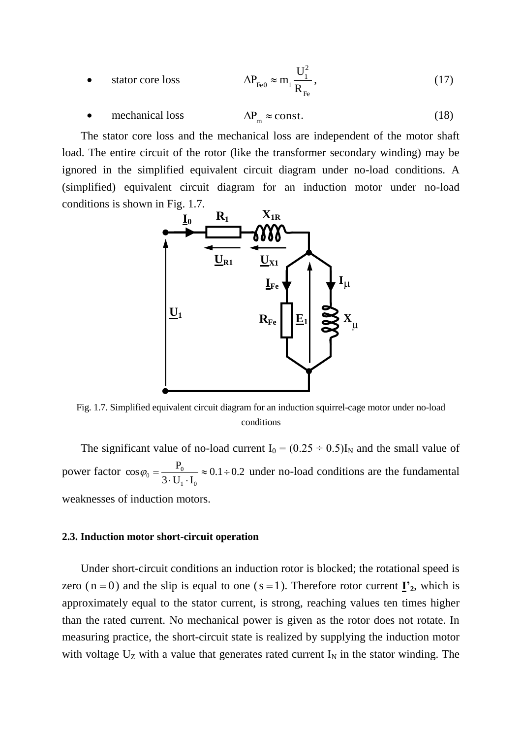- stator core loss $$\Delta P_{Fe0} \approx m_1 \frac{U_1^2}{R_{Fe}}, \tag{17}$$

- mechanical loss $$\Delta P_m \approx \text{const.} \tag{18}$$

The stator core loss and the mechanical loss are independent of the motor shaft load. The entire circuit of the rotor (like the transformer secondary winding) may be ignored in the simplified equivalent circuit diagram under no-load conditions. A (simplified) equivalent circuit diagram for an induction motor under no-load conditions is shown in Fig. 1.7.

Fig. 1.7. Simplified equivalent circuit diagram for an induction squirrel-cage motor under no-load conditions

The significant value of no-load current $I_0 = (0.25 \div 0.5)I_N$ and the small value of power factor $\cos\varphi_0 = \frac{P_0}{3 \cdot U_1 \cdot I_0} \approx 0.1 \div 0.2$ under no-load conditions are the fundamental weaknesses of induction motors.

#### 2.3. Induction motor short-circuit operation

Under short-circuit conditions an induction rotor is blocked; the rotational speed is zero ($n = 0$) and the slip is equal to one ($s = 1$). Therefore rotor current $\underline{\mathbf{I}}'_2$, which is approximately equal to the stator current, is strong, reaching values ten times higher than the rated current. No mechanical power is given as the rotor does not rotate. In measuring practice, the short-circuit state is realized by supplying the induction motor with voltage $U_Z$ with a value that generates rated current $I_N$ in the stator winding. The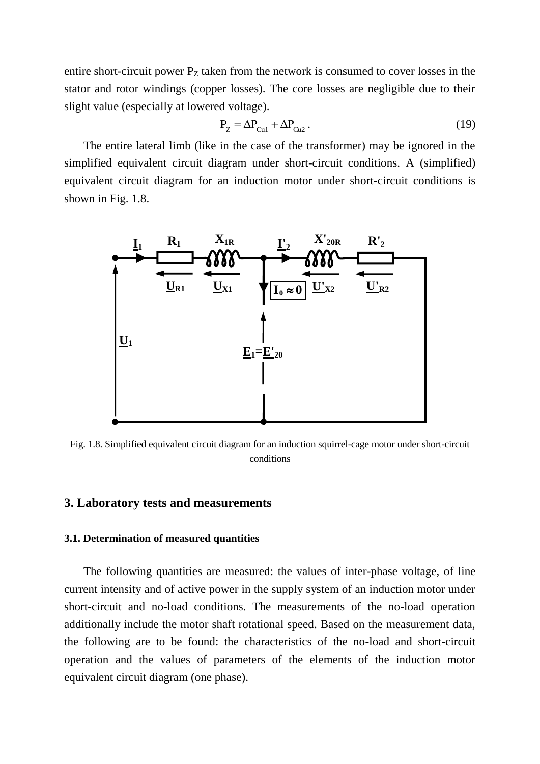entire short-circuit power $P_Z$ taken from the network is consumed to cover losses in the stator and rotor windings (copper losses). The core losses are negligible due to their slight value (especially at lowered voltage).

$$P_Z = \Delta P_{Cu1} + \Delta P_{Cu2} \,. \tag{19}$$

The entire lateral limb (like in the case of the transformer) may be ignored in the simplified equivalent circuit diagram under short-circuit conditions. A (simplified) equivalent circuit diagram for an induction motor under short-circuit conditions is shown in Fig. 1.8.

Fig. 1.8. Simplified equivalent circuit diagram for an induction squirrel-cage motor under short-circuit conditions

## 3. Laboratory tests and measurements

### 3.1. Determination of measured quantities

The following quantities are measured: the values of inter-phase voltage, of line current intensity and of active power in the supply system of an induction motor under short-circuit and no-load conditions. The measurements of the no-load operation additionally include the motor shaft rotational speed. Based on the measurement data, the following are to be found: the characteristics of the no-load and short-circuit operation and the values of parameters of the elements of the induction motor equivalent circuit diagram (one phase).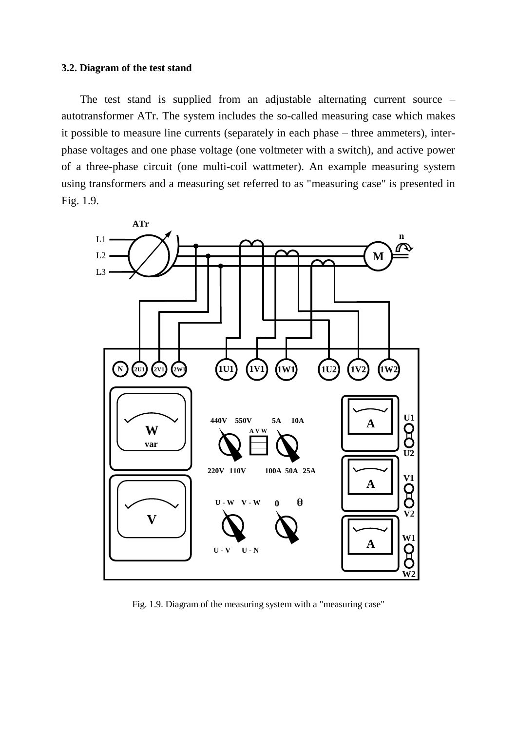### 3.2. Diagram of the test stand

The test stand is supplied from an adjustable alternating current source – autotransformer ATr. The system includes the so-called measuring case which makes it possible to measure line currents (separately in each phase – three ammeters), inter-phase voltages and one phase voltage (one voltmeter with a switch), and active power of a three-phase circuit (one multi-coil wattmeter). An example measuring system using transformers and a measuring set referred to as "measuring case" is presented in Fig. 1.9.

Fig. 1.9. Diagram of the measuring system with a "measuring case"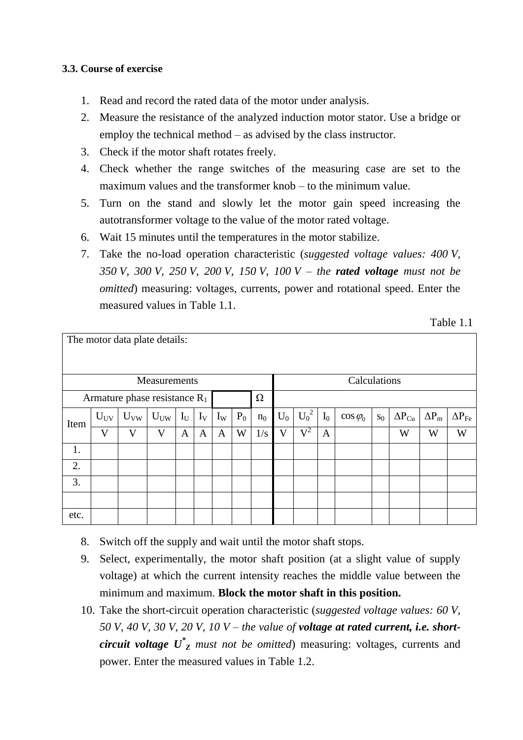**3.3. Course of exercise**

1. Read and record the rated data of the motor under analysis.
2. Measure the resistance of the analyzed induction motor stator. Use a bridge or employ the technical method – as advised by the class instructor.
3. Check if the motor shaft rotates freely.
4. Check whether the range switches of the measuring case are set to the maximum values and the transformer knob – to the minimum value.
5. Turn on the stand and slowly let the motor gain speed increasing the autotransformer voltage to the value of the motor rated voltage.
6. Wait 15 minutes until the temperatures in the motor stabilize.
7. Take the no-load operation characteristic (*suggested voltage values: 400 V, 350 V, 300 V, 250 V, 200 V, 150 V, 100 V – the* ***rated voltage*** *must not be omitted*) measuring: voltages, currents, power and rotational speed. Enter the measured values in Table 1.1.

Table 1.1

| The motor data plate details: | | | | | | | | | | | | | | | | |
|---|---|---|---|---|---|---|---|---|---|---|---|---|---|---|---|---|
| Measurements | | | | | | | | | Calculations | | | | | | | |
| Armature phase resistance $R_1$ | | | | | | | | Ω | | | | | | | | |
| Item | $U_{UV}$ | $U_{VW}$ | $U_{UW}$ | $I_U$ | $I_V$ | $I_W$ | $P_0$ | $n_0$ | $U_0$ | $U_0^2$ | $I_0$ | $\cos\varphi_0$ | $s_0$ | $\Delta P_{Cu}$ | $\Delta P_m$ | $\Delta P_{Fe}$ |
| | V | V | V | A | A | A | W | 1/s | V | $V^2$ | A | | | W | W | W |
| 1. | | | | | | | | | | | | | | | | |
| 2. | | | | | | | | | | | | | | | | |
| 3. | | | | | | | | | | | | | | | | |
| | | | | | | | | | | | | | | | | |
| etc. | | | | | | | | | | | | | | | | |

8. Switch off the supply and wait until the motor shaft stops.
9. Select, experimentally, the motor shaft position (at a slight value of supply voltage) at which the current intensity reaches the middle value between the minimum and maximum. **Block the motor shaft in this position.**
10. Take the short-circuit operation characteristic (*suggested voltage values: 60 V, 50 V, 40 V, 30 V, 20 V, 10 V – the value of* ***voltage at rated current, i.e. short-circuit voltage*** $U^*_Z$ *must not be omitted*) measuring: voltages, currents and power. Enter the measured values in Table 1.2.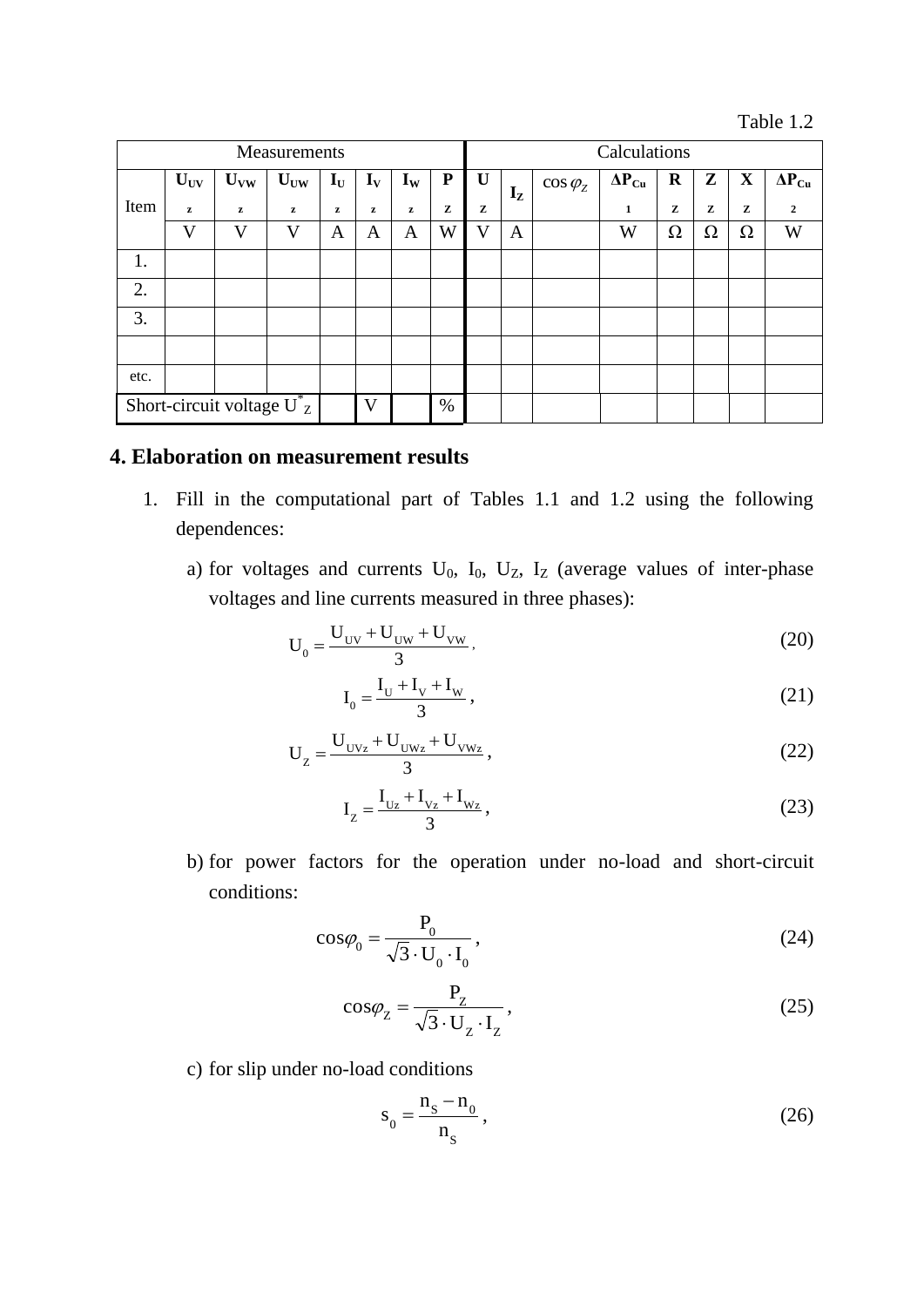Table 1.2

| Measurements | | | | | | | | Calculations | | | | | | | |
|---|---|---|---|---|---|---|---|---|---|---|---|---|---|---|---|
| Item | $U_{UVz}$ | $U_{VWz}$ | $U_{UWz}$ | $I_{Uz}$ | $I_{Vz}$ | $I_{Wz}$ | $P_z$ | $U_z$ | $I_Z$ | $\cos\varphi_Z$ | $\Delta P_{Cu1}$ | $R_z$ | $Z_z$ | $X_z$ | $\Delta P_{Cu2}$ |
| | V | V | V | A | A | A | W | V | A | | W | Ω | Ω | Ω | W |
| 1. | | | | | | | | | | | | | | | |
| 2. | | | | | | | | | | | | | | | |
| 3. | | | | | | | | | | | | | | | |
| | | | | | | | | | | | | | | | |
| etc. | | | | | | | | | | | | | | | |
| Short-circuit voltage $U^*_Z$ | | | | | V | | % | | | | | | | | |

## 4. Elaboration on measurement results

1. Fill in the computational part of Tables 1.1 and 1.2 using the following dependences:

   a) for voltages and currents $U_0$, $I_0$, $U_Z$, $I_Z$ (average values of inter-phase voltages and line currents measured in three phases):

   $$U_0 = \frac{U_{UV} + U_{UW} + U_{VW}}{3}, \tag{20}$$

   $$I_0 = \frac{I_U + I_V + I_W}{3}, \tag{21}$$

   $$U_Z = \frac{U_{UVz} + U_{UWz} + U_{VWz}}{3}, \tag{22}$$

   $$I_Z = \frac{I_{Uz} + I_{Vz} + I_{Wz}}{3}, \tag{23}$$

   b) for power factors for the operation under no-load and short-circuit conditions:

   $$\cos\varphi_0 = \frac{P_0}{\sqrt{3} \cdot U_0 \cdot I_0}, \tag{24}$$

   $$\cos\varphi_Z = \frac{P_Z}{\sqrt{3} \cdot U_Z \cdot I_Z}, \tag{25}$$

   c) for slip under no-load conditions

   $$s_0 = \frac{n_S - n_0}{n_S}, \tag{26}$$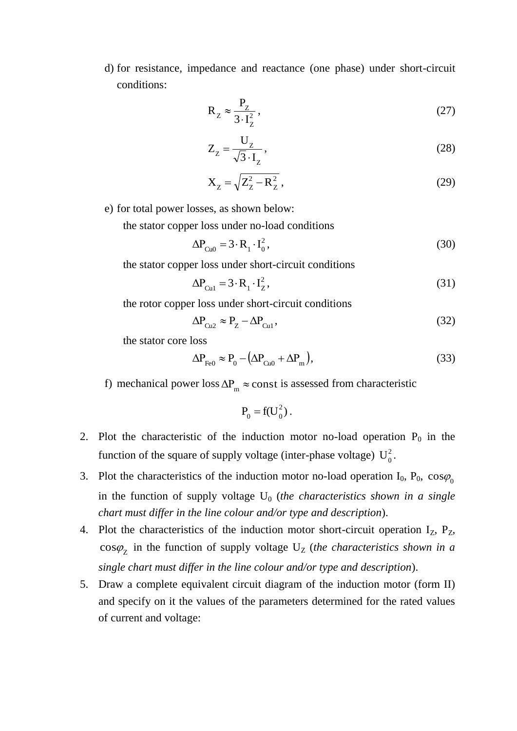d) for resistance, impedance and reactance (one phase) under short-circuit conditions:

$$R_Z \approx \frac{P_Z}{3 \cdot I_Z^2}, \tag{27}$$

$$Z_Z = \frac{U_Z}{\sqrt{3} \cdot I_Z}, \tag{28}$$

$$X_Z = \sqrt{Z_Z^2 - R_Z^2}, \tag{29}$$

e) for total power losses, as shown below:

the stator copper loss under no-load conditions

$$\Delta P_{Cu0} = 3 \cdot R_1 \cdot I_0^2, \tag{30}$$

the stator copper loss under short-circuit conditions

$$\Delta P_{Cu1} = 3 \cdot R_1 \cdot I_Z^2, \tag{31}$$

the rotor copper loss under short-circuit conditions

$$\Delta P_{Cu2} \approx P_Z - \Delta P_{Cu1}, \tag{32}$$

the stator core loss

$$\Delta P_{Fe0} \approx P_0 - (\Delta P_{Cu0} + \Delta P_m), \tag{33}$$

f) mechanical power loss $\Delta P_m \approx \mathrm{const}$ is assessed from characteristic

$$P_0 = f(U_0^2).$$

2. Plot the characteristic of the induction motor no-load operation $P_0$ in the function of the square of supply voltage (inter-phase voltage) $U_0^2$.
3. Plot the characteristics of the induction motor no-load operation $I_0$, $P_0$, $\cos\varphi_0$ in the function of supply voltage $U_0$ (*the characteristics shown in a single chart must differ in the line colour and/or type and description*).
4. Plot the characteristics of the induction motor short-circuit operation $I_Z$, $P_Z$, $\cos\varphi_Z$ in the function of supply voltage $U_Z$ (*the characteristics shown in a single chart must differ in the line colour and/or type and description*).
5. Draw a complete equivalent circuit diagram of the induction motor (form II) and specify on it the values of the parameters determined for the rated values of current and voltage: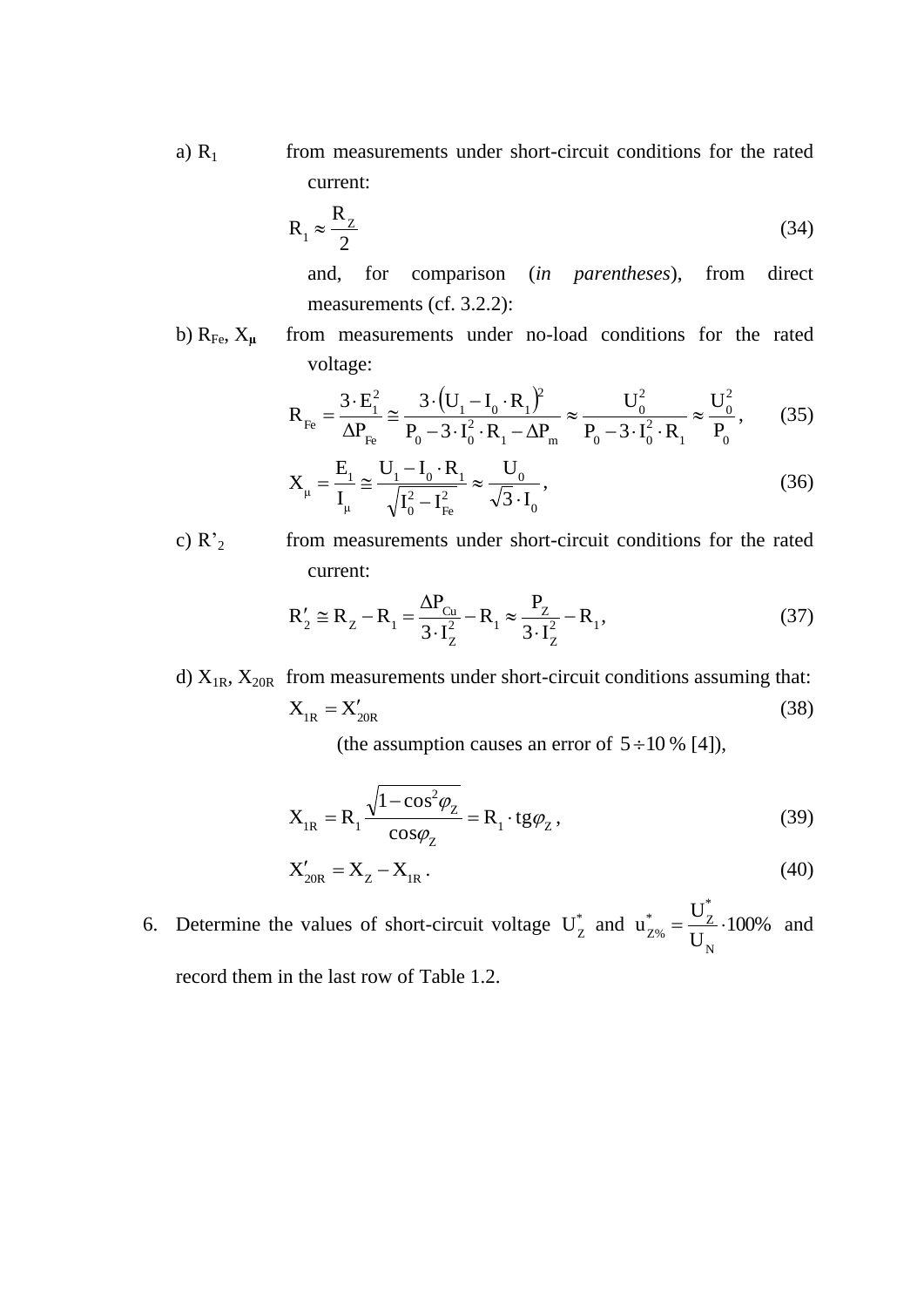a) $R_1$ from measurements under short-circuit conditions for the rated current:

$$R_1 \approx \frac{R_Z}{2} \tag{34}$$

and, for comparison (*in parentheses*), from direct measurements (cf. 3.2.2):

b) $R_{Fe}$, $X_{\mu}$ from measurements under no-load conditions for the rated voltage:

$$R_{Fe} = \frac{3 \cdot E_1^2}{\Delta P_{Fe}} \cong \frac{3 \cdot \left(U_1 - I_0 \cdot R_1\right)^2}{P_0 - 3 \cdot I_0^2 \cdot R_1 - \Delta P_m} \approx \frac{U_0^2}{P_0 - 3 \cdot I_0^2 \cdot R_1} \approx \frac{U_0^2}{P_0}, \tag{35}$$

$$X_{\mu} = \frac{E_1}{I_{\mu}} \cong \frac{U_1 - I_0 \cdot R_1}{\sqrt{I_0^2 - I_{Fe}^2}} \approx \frac{U_0}{\sqrt{3} \cdot I_0}, \tag{36}$$

c) $R'_2$ from measurements under short-circuit conditions for the rated current:

$$R'_2 \cong R_Z - R_1 = \frac{\Delta P_{Cu}}{3 \cdot I_Z^2} - R_1 \approx \frac{P_Z}{3 \cdot I_Z^2} - R_1, \tag{37}$$

d) $X_{1R}$, $X_{20R}$ from measurements under short-circuit conditions assuming that:

$$X_{1R} = X'_{20R} \tag{38}$$

(the assumption causes an error of $5 \div 10$ % [4]),

$$X_{1R} = R_1 \frac{\sqrt{1 - \cos^2 \varphi_Z}}{\cos \varphi_Z} = R_1 \cdot \mathrm{tg}\varphi_Z, \tag{39}$$

$$X'_{20R} = X_Z - X_{1R}. \tag{40}$$

6. Determine the values of short-circuit voltage $U_Z^*$ and $u_{Z\%}^* = \frac{U_Z^*}{U_N} \cdot 100\%$ and record them in the last row of Table 1.2.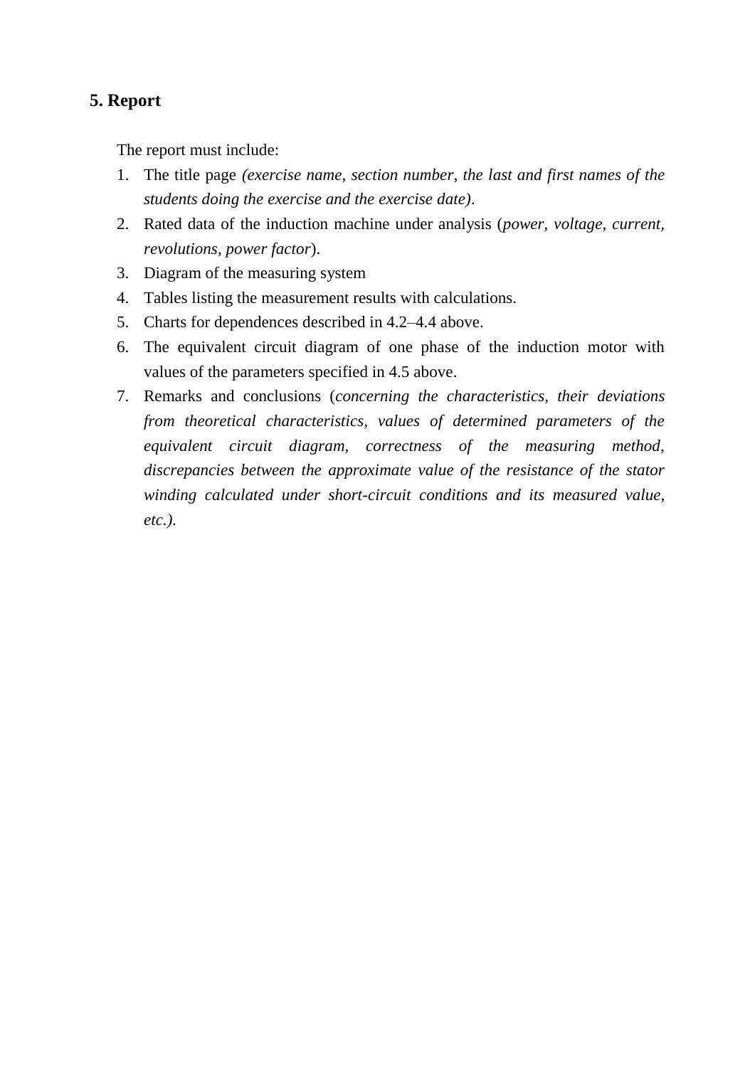## 5. Report

The report must include:

1. The title page *(exercise name, section number, the last and first names of the students doing the exercise and the exercise date)*.
2. Rated data of the induction machine under analysis (*power, voltage, current, revolutions, power factor*).
3. Diagram of the measuring system
4. Tables listing the measurement results with calculations.
5. Charts for dependences described in 4.2–4.4 above.
6. The equivalent circuit diagram of one phase of the induction motor with values of the parameters specified in 4.5 above.
7. Remarks and conclusions (*concerning the characteristics, their deviations from theoretical characteristics, values of determined parameters of the equivalent circuit diagram, correctness of the measuring method, discrepancies between the approximate value of the resistance of the stator winding calculated under short-circuit conditions and its measured value, etc.).*